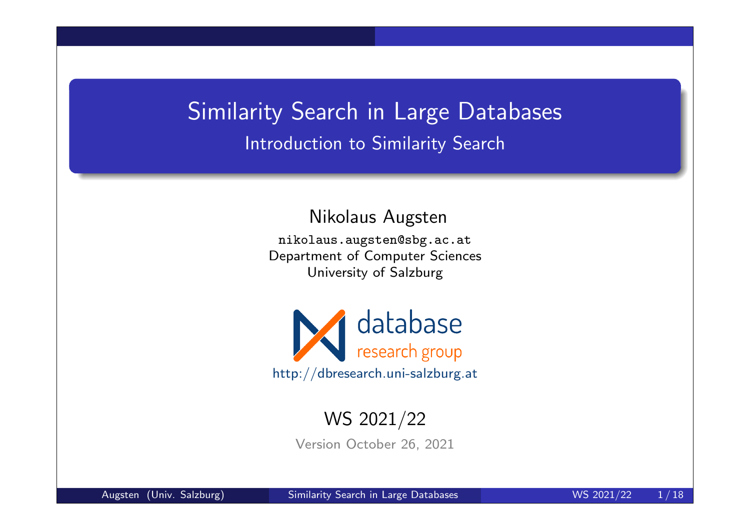# Similarity Search in Large Databases

## Introduction to Similarity Search

Nikolaus Augsten

nikolaus.augsten@sbg.ac.at
Department of Computer Sciences
University of Salzburg

database
research group
http://dbresearch.uni-salzburg.at

WS 2021/22

Version October 26, 2021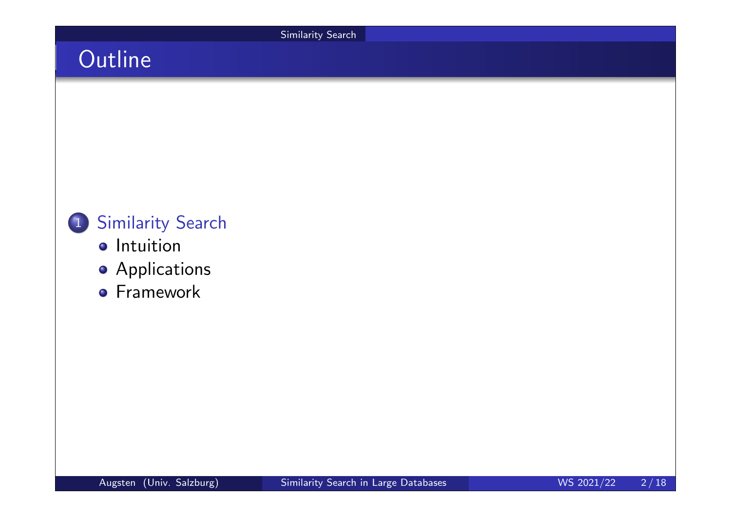# Outline

1. Similarity Search
   - Intuition
   - Applications
   - Framework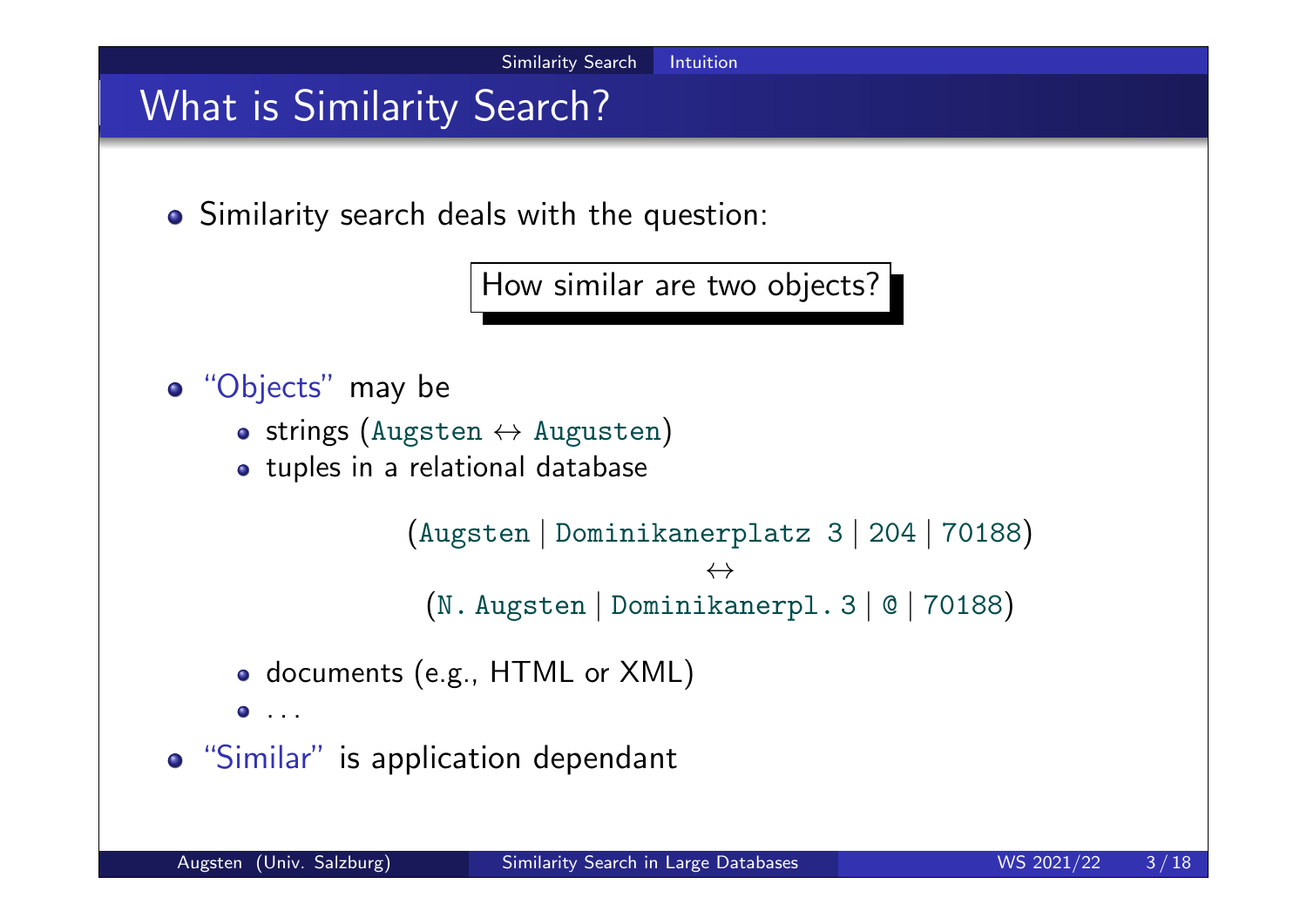# What is Similarity Search?

- Similarity search deals with the question:

  **How similar are two objects?**

- "Objects" may be
  - strings (`Augsten` ↔ `Augusten`)
  - tuples in a relational database

    (`Augsten` | `Dominikanerplatz 3` | `204` | `70188`)

    ↔

    (`N. Augsten` | `Dominikanerpl. 3` | `@` | `70188`)

  - documents (e.g., HTML or XML)
  - ...
- "Similar" is application dependant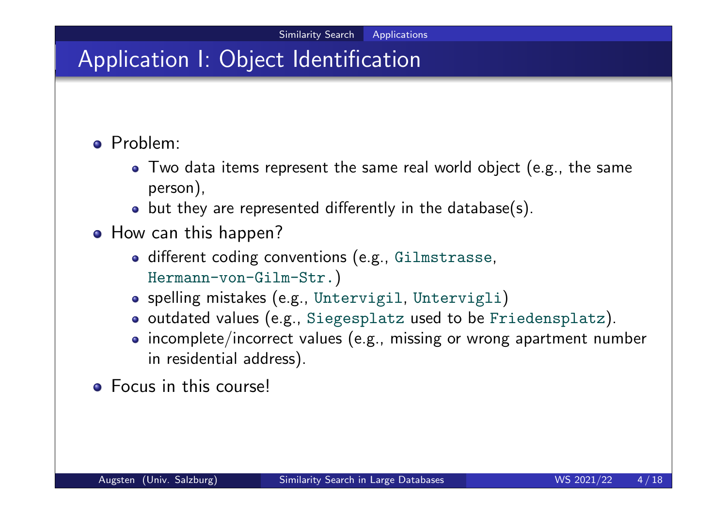# Application I: Object Identification

- Problem:
  - Two data items represent the same real world object (e.g., the same person),
  - but they are represented differently in the database(s).
- How can this happen?
  - different coding conventions (e.g., `Gilmstrasse`, `Hermann-von-Gilm-Str.`)
  - spelling mistakes (e.g., `Untervigil`, `Untervigli`)
  - outdated values (e.g., `Siegesplatz` used to be `Friedensplatz`).
  - incomplete/incorrect values (e.g., missing or wrong apartment number in residential address).
- Focus in this course!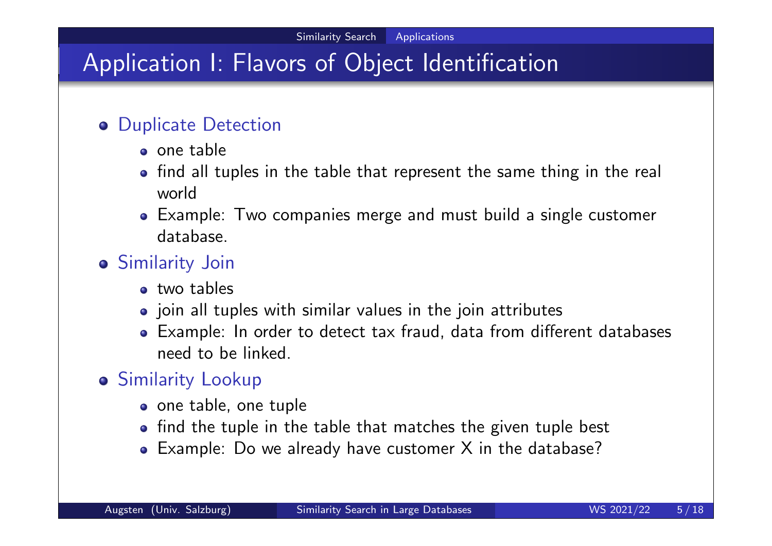# Application I: Flavors of Object Identification

- Duplicate Detection
  - one table
  - find all tuples in the table that represent the same thing in the real world
  - Example: Two companies merge and must build a single customer database.
- Similarity Join
  - two tables
  - join all tuples with similar values in the join attributes
  - Example: In order to detect tax fraud, data from different databases need to be linked.
- Similarity Lookup
  - one table, one tuple
  - find the tuple in the table that matches the given tuple best
  - Example: Do we already have customer X in the database?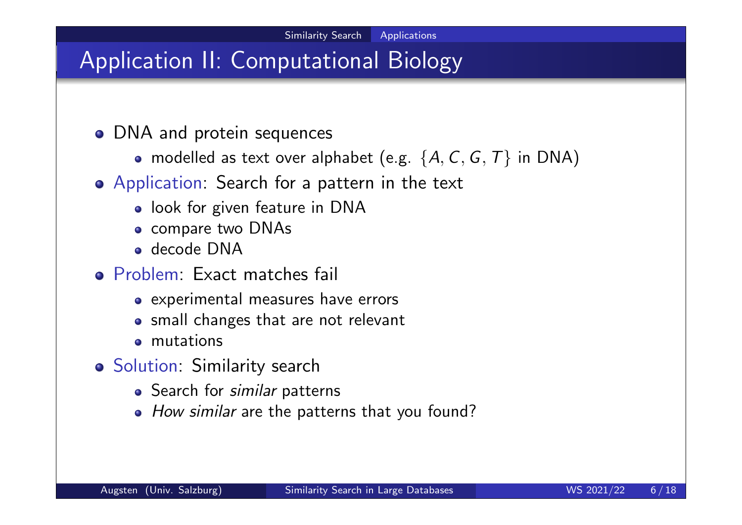# Application II: Computational Biology

- DNA and protein sequences
  - modelled as text over alphabet (e.g. $\{A, C, G, T\}$ in DNA)
- Application: Search for a pattern in the text
  - look for given feature in DNA
  - compare two DNAs
  - decode DNA
- Problem: Exact matches fail
  - experimental measures have errors
  - small changes that are not relevant
  - mutations
- Solution: Similarity search
  - Search for *similar* patterns
  - *How similar* are the patterns that you found?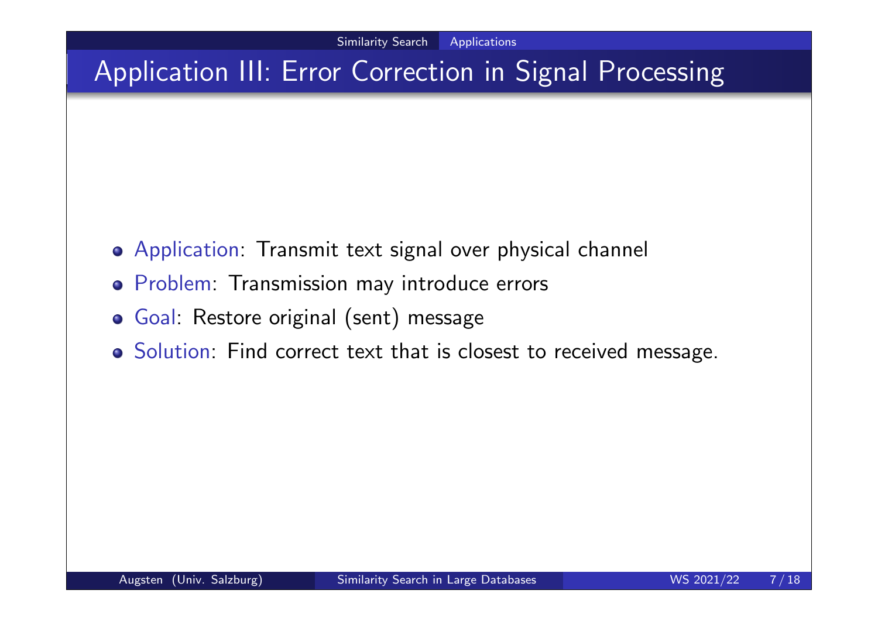# Application III: Error Correction in Signal Processing

- Application: Transmit text signal over physical channel
- Problem: Transmission may introduce errors
- Goal: Restore original (sent) message
- Solution: Find correct text that is closest to received message.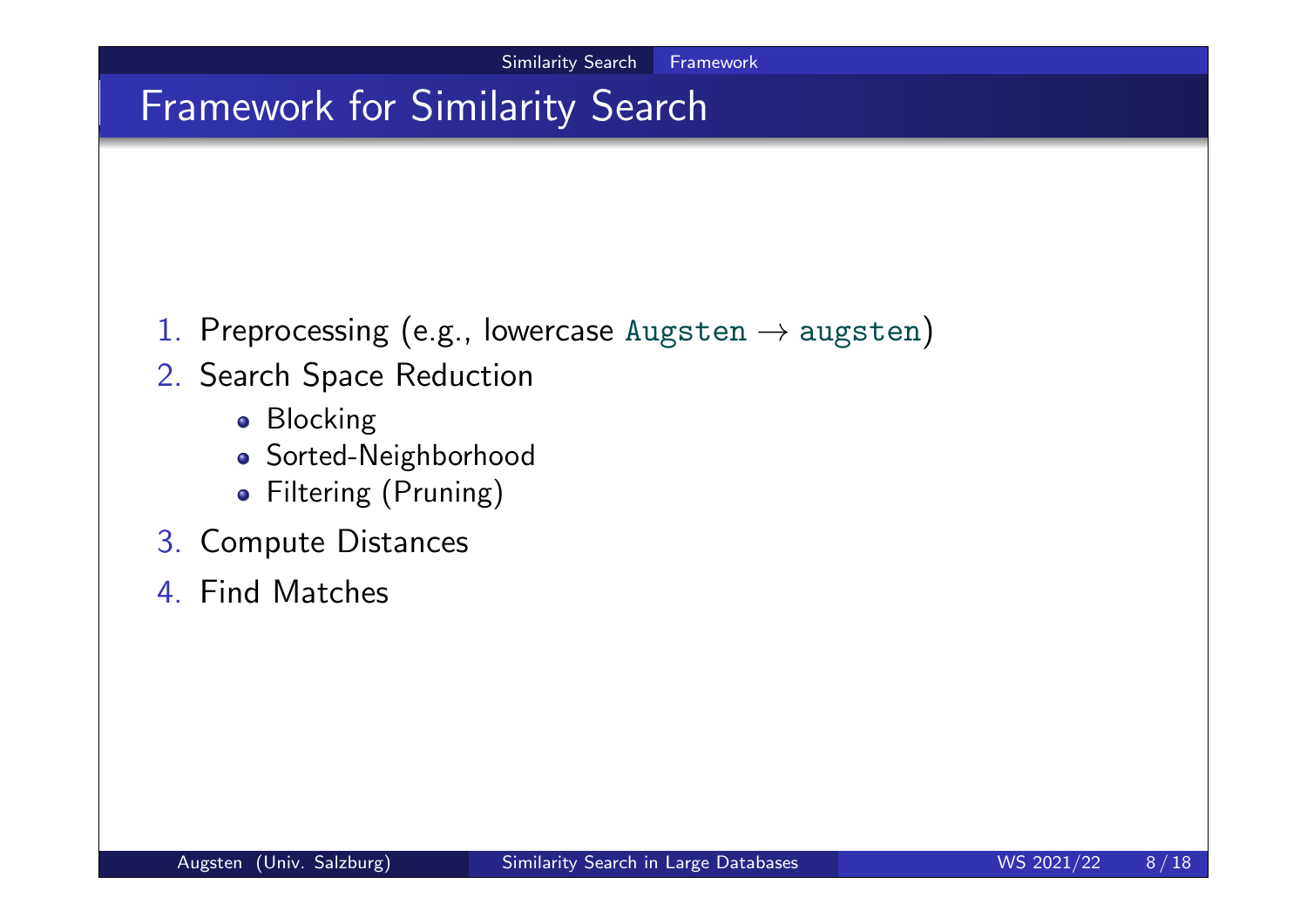# Framework for Similarity Search

1. Preprocessing (e.g., lowercase `Augsten` $\rightarrow$ `augsten`)
2. Search Space Reduction
   - Blocking
   - Sorted-Neighborhood
   - Filtering (Pruning)
3. Compute Distances
4. Find Matches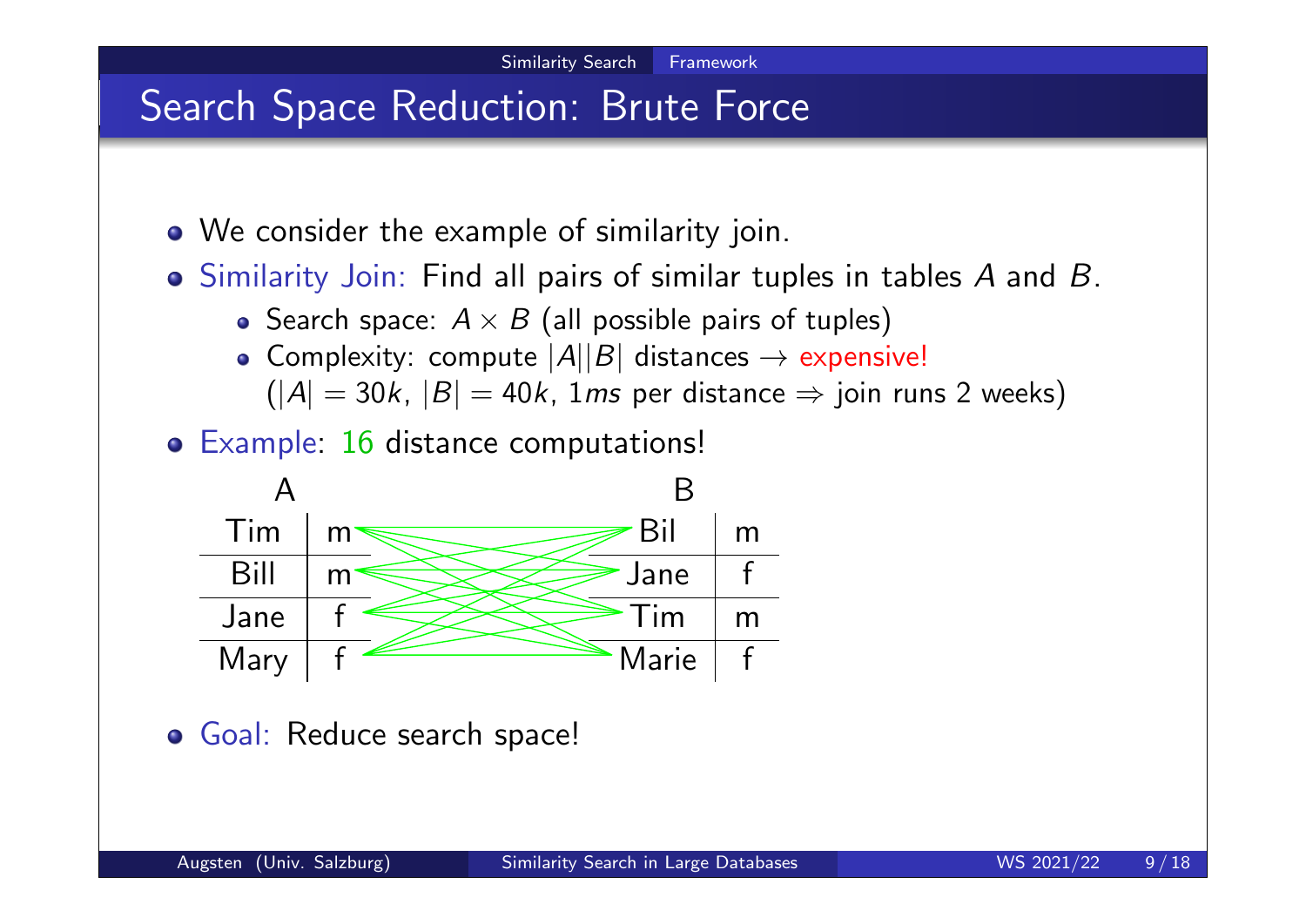# Search Space Reduction: Brute Force

- We consider the example of similarity join.
- Similarity Join: Find all pairs of similar tuples in tables $A$ and $B$.
  - Search space: $A \times B$ (all possible pairs of tuples)
  - Complexity: compute $|A||B|$ distances $\rightarrow$ expensive!
    ($|A| = 30k$, $|B| = 40k$, $1ms$ per distance $\Rightarrow$ join runs 2 weeks)
- Example: 16 distance computations!

A

| | |
|---|---|
| Tim | m |
| Bill | m |
| Jane | f |
| Mary | f |

B

| | |
|---|---|
| Bil | m |
| Jane | f |
| Tim | m |
| Marie | f |

- Goal: Reduce search space!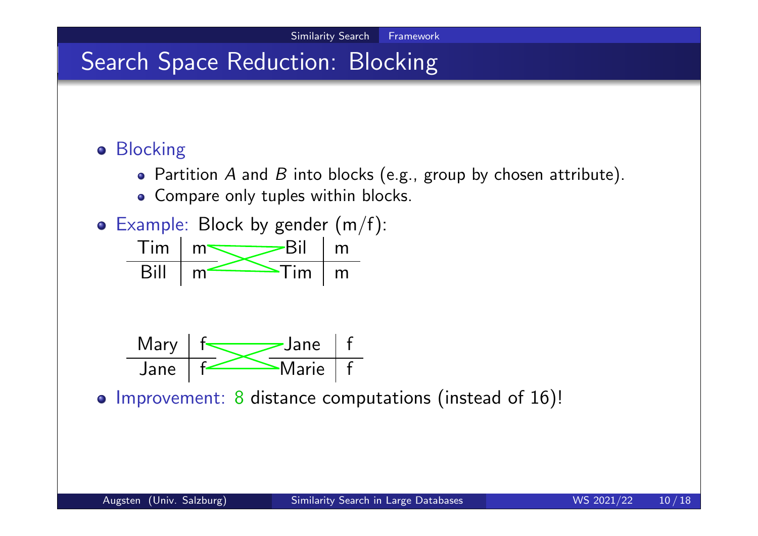# Search Space Reduction: Blocking

- Blocking
  - Partition $A$ and $B$ into blocks (e.g., group by chosen attribute).
  - Compare only tuples within blocks.
- Example: Block by gender (m/f):

| | |
|---|---|
| Tim | m |
| Bill | m |

| | |
|---|---|
| Bil | m |
| Tim | m |

| | |
|---|---|
| Mary | f |
| Jane | f |

| | |
|---|---|
| Jane | f |
| Marie | f |

- Improvement: 8 distance computations (instead of 16)!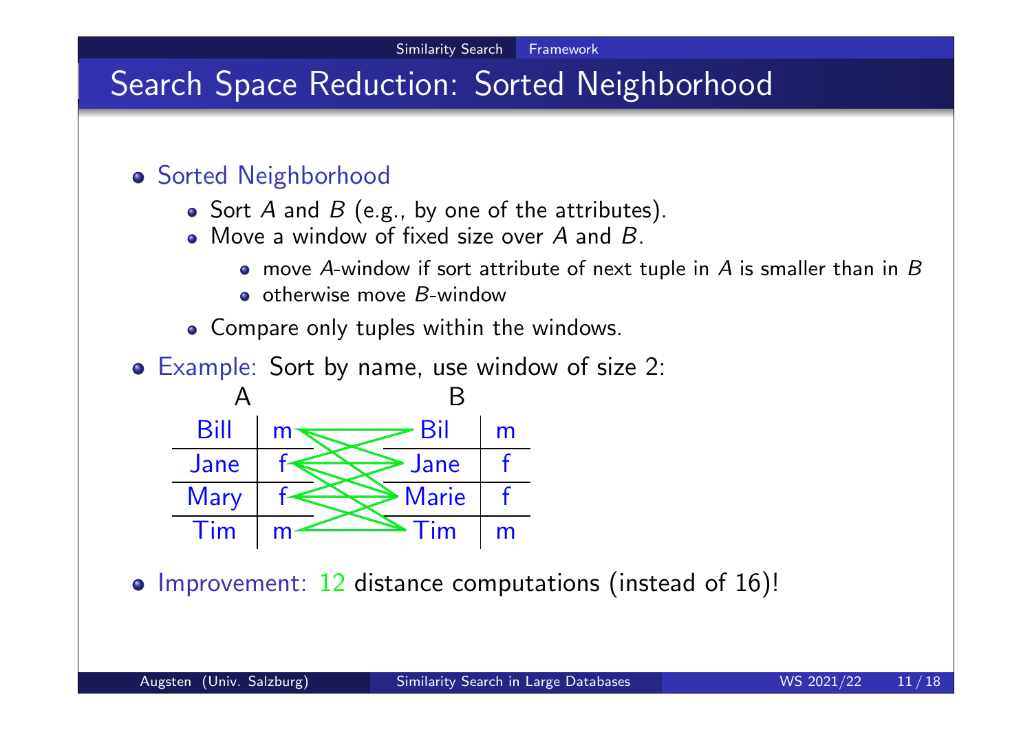# Search Space Reduction: Sorted Neighborhood

- Sorted Neighborhood
  - Sort $A$ and $B$ (e.g., by one of the attributes).
  - Move a window of fixed size over $A$ and $B$.
    - move $A$-window if sort attribute of next tuple in $A$ is smaller than in $B$
    - otherwise move $B$-window
  - Compare only tuples within the windows.
- Example: Sort by name, use window of size 2:

A

| | |
|---|---|
| Bill | m |
| Jane | f |
| Mary | f |
| Tim | m |

B

| | |
|---|---|
| Bil | m |
| Jane | f |
| Marie | f |
| Tim | m |

- Improvement: 12 distance computations (instead of 16)!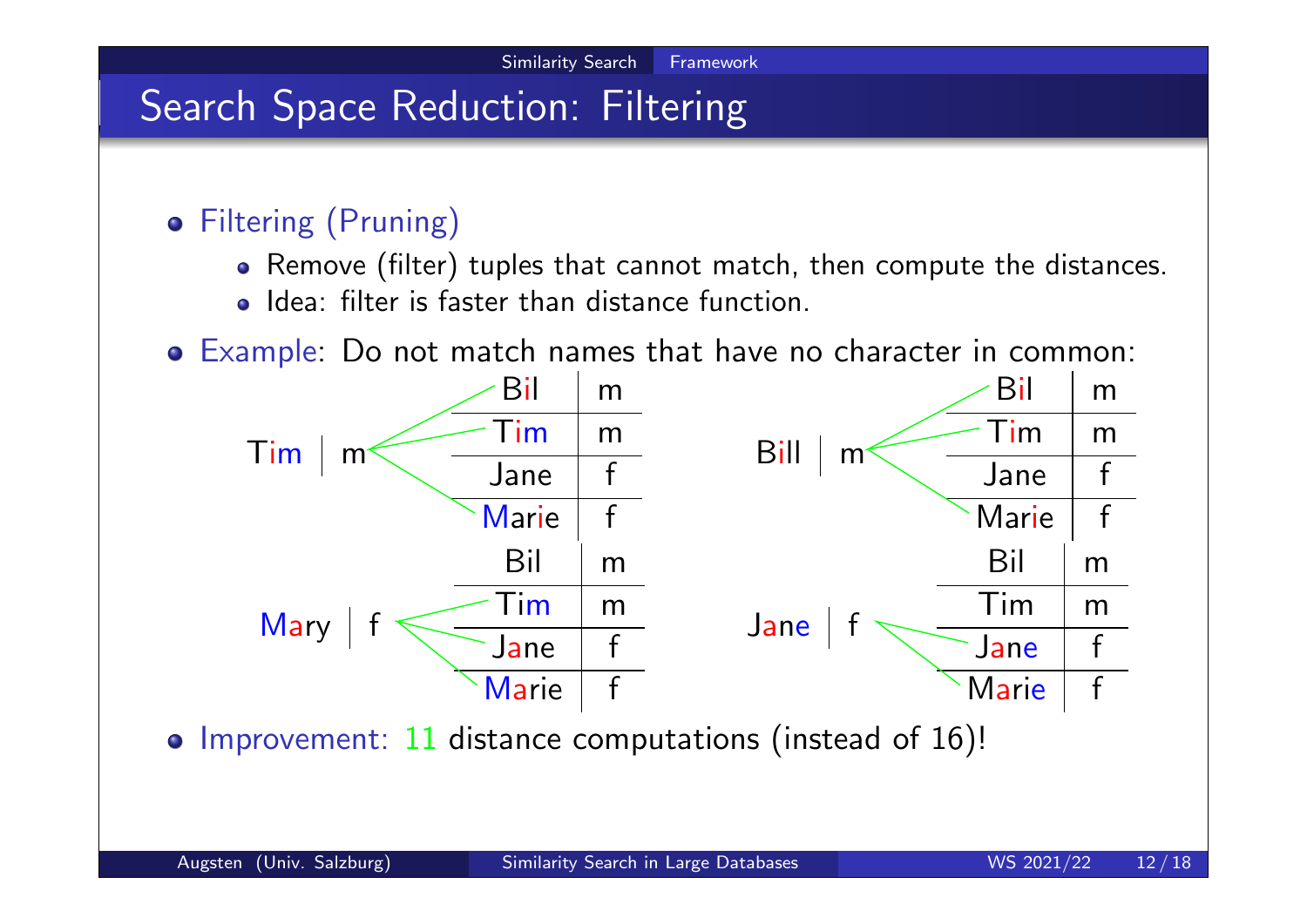# Search Space Reduction: Filtering

- Filtering (Pruning)
  - Remove (filter) tuples that cannot match, then compute the distances.
  - Idea: filter is faster than distance function.
- Example: Do not match names that have no character in common:

Tim | m

| | |
|---|---|
| Bil | m |
| Tim | m |
| Jane | f |
| Marie | f |

Bill | m

| | |
|---|---|
| Bil | m |
| Tim | m |
| Jane | f |
| Marie | f |

Mary | f

| | |
|---|---|
| Bil | m |
| Tim | m |
| Jane | f |
| Marie | f |

Jane | f

| | |
|---|---|
| Bil | m |
| Tim | m |
| Jane | f |
| Marie | f |

- Improvement: 11 distance computations (instead of 16)!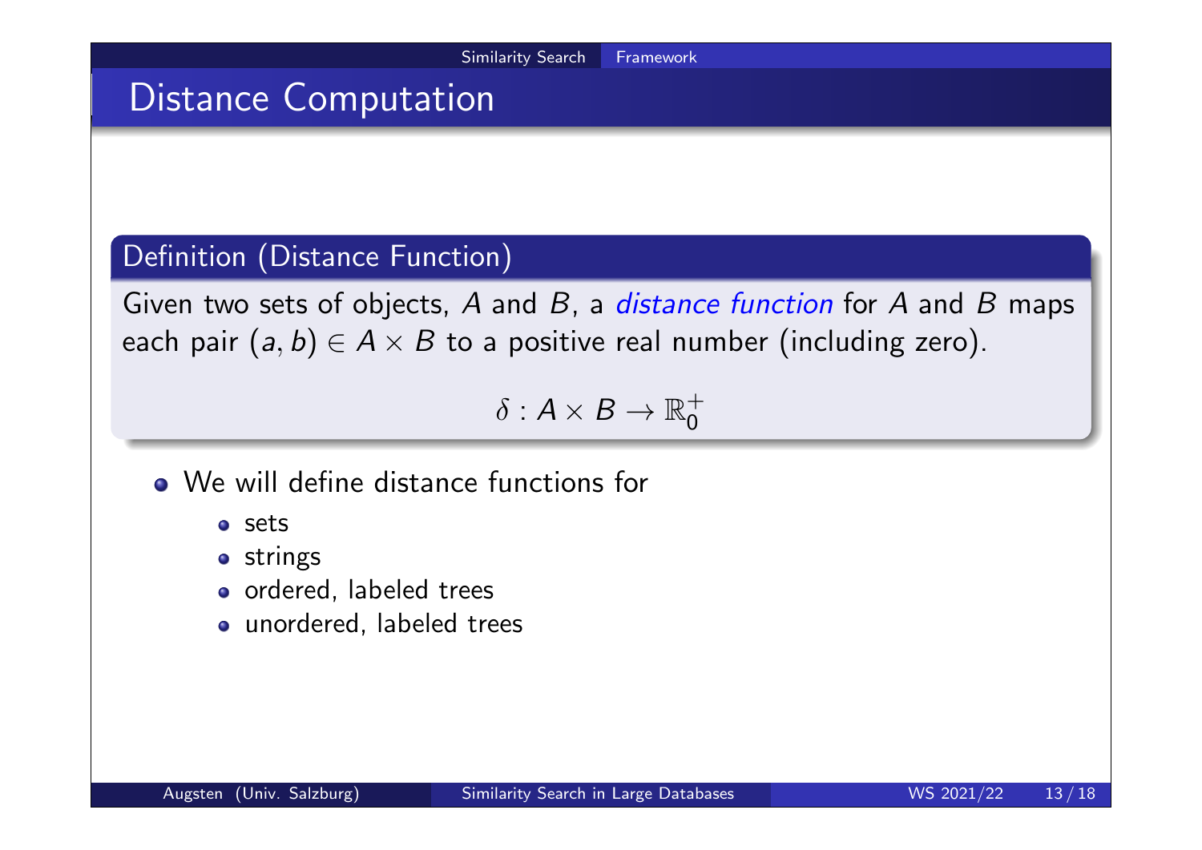# Distance Computation

**Definition (Distance Function)**

Given two sets of objects, $A$ and $B$, a *distance function* for $A$ and $B$ maps each pair $(a, b) \in A \times B$ to a positive real number (including zero).

$$\delta : A \times B \to \mathbb{R}_0^+$$

- We will define distance functions for
  - sets
  - strings
  - ordered, labeled trees
  - unordered, labeled trees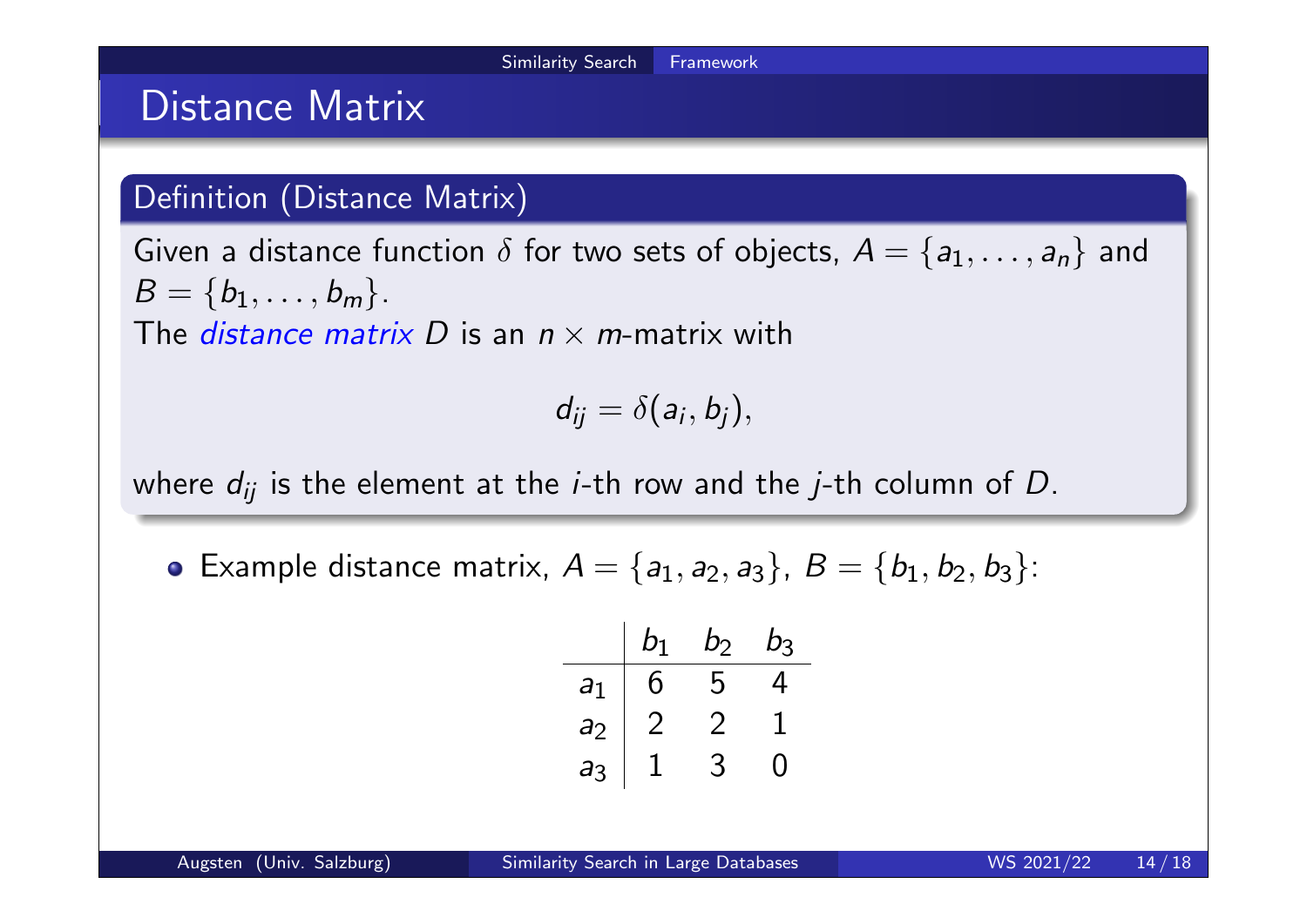# Distance Matrix

**Definition (Distance Matrix)**

Given a distance function $\delta$ for two sets of objects, $A = \{a_1, \ldots, a_n\}$ and $B = \{b_1, \ldots, b_m\}$.
The *distance matrix* $D$ is an $n \times m$-matrix with

$$d_{ij} = \delta(a_i, b_j),$$

where $d_{ij}$ is the element at the $i$-th row and the $j$-th column of $D$.

- Example distance matrix, $A = \{a_1, a_2, a_3\}$, $B = \{b_1, b_2, b_3\}$:

| | $b_1$ | $b_2$ | $b_3$ |
|---|---|---|---|
| $a_1$ | 6 | 5 | 4 |
| $a_2$ | 2 | 2 | 1 |
| $a_3$ | 1 | 3 | 0 |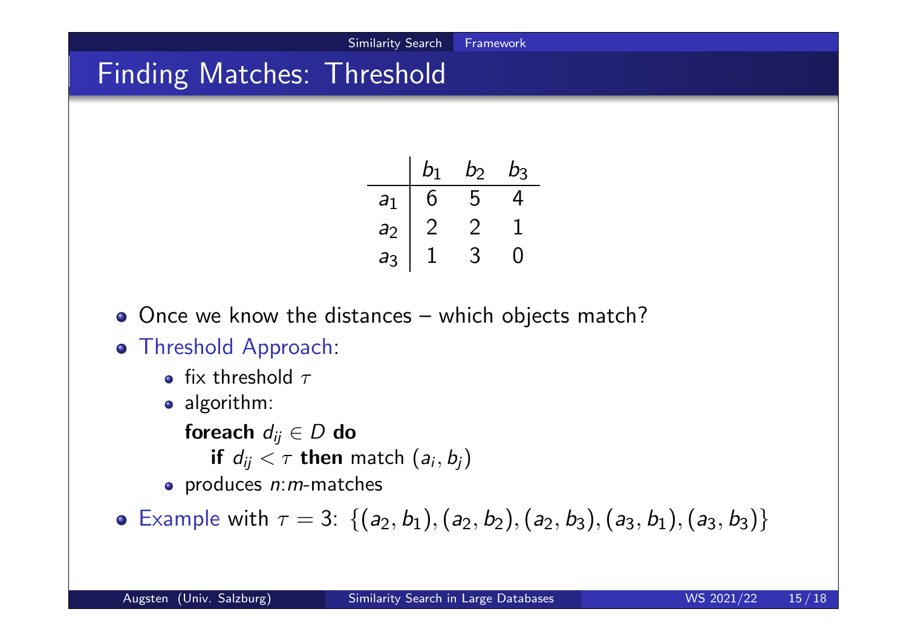# Finding Matches: Threshold

| | $b_1$ | $b_2$ | $b_3$ |
|---|---|---|---|
| $a_1$ | 6 | 5 | 4 |
| $a_2$ | 2 | 2 | 1 |
| $a_3$ | 1 | 3 | 0 |

- Once we know the distances – which objects match?
- Threshold Approach:
  - fix threshold $\tau$
  - algorithm:

    **foreach** $d_{ij} \in D$ **do**
    &nbsp;&nbsp;&nbsp;&nbsp;**if** $d_{ij} < \tau$ **then** match $(a_i, b_j)$
  - produces $n$:$m$-matches
- Example with $\tau = 3$: $\{(a_2, b_1), (a_2, b_2), (a_2, b_3), (a_3, b_1), (a_3, b_3)\}$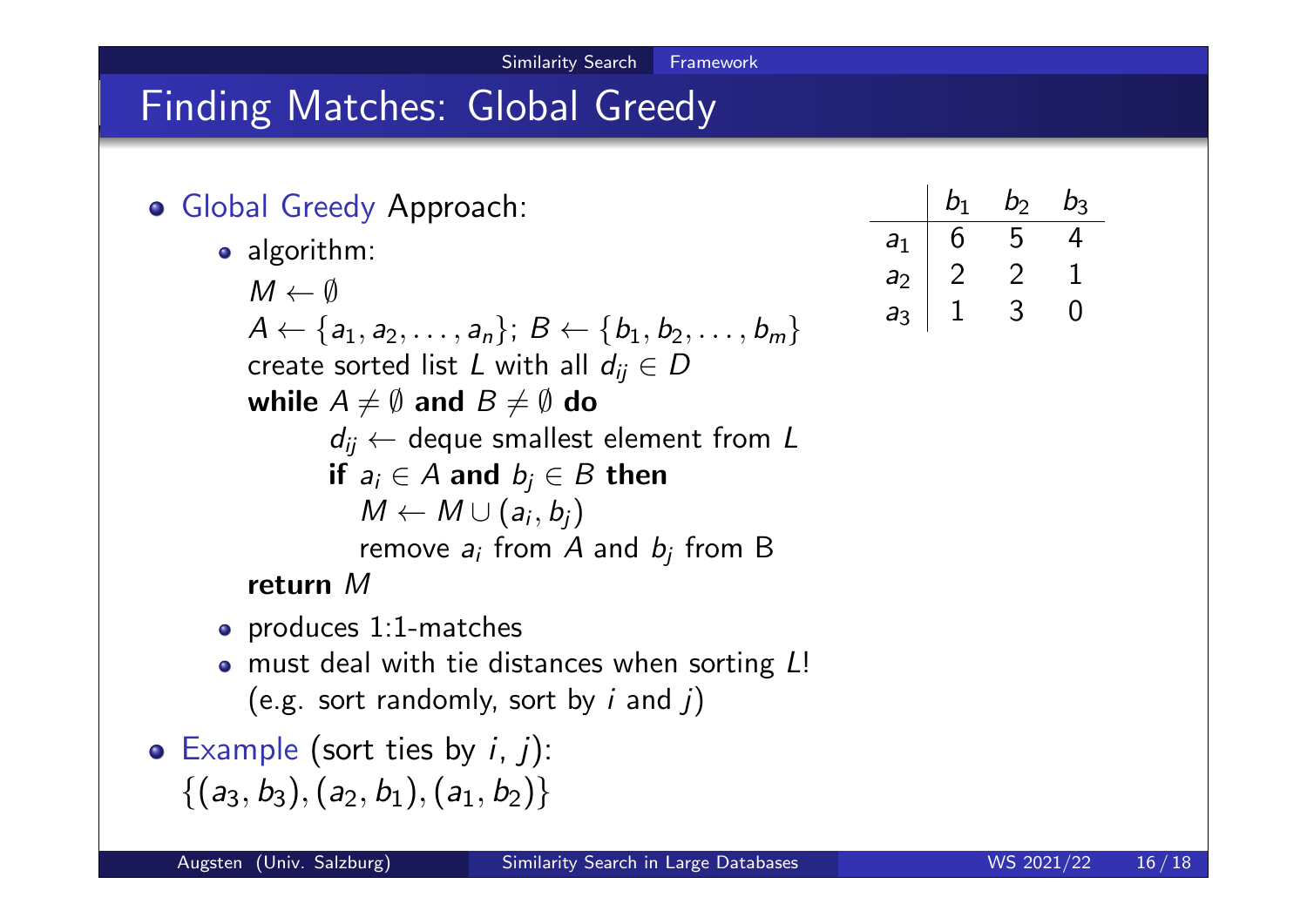# Finding Matches: Global Greedy

- Global Greedy Approach:
  - algorithm:

    $M \leftarrow \emptyset$
    $A \leftarrow \{a_1, a_2, \ldots, a_n\}$; $B \leftarrow \{b_1, b_2, \ldots, b_m\}$
    create sorted list $L$ with all $d_{ij} \in D$
    **while** $A \neq \emptyset$ **and** $B \neq \emptyset$ **do**
    $\quad d_{ij} \leftarrow$ deque smallest element from $L$
    $\quad$ **if** $a_i \in A$ **and** $b_j \in B$ **then**
    $\quad\quad M \leftarrow M \cup (a_i, b_j)$
    $\quad\quad$ remove $a_i$ from $A$ and $b_j$ from B
    **return** $M$

  - produces 1:1-matches
  - must deal with tie distances when sorting $L$!
    (e.g. sort randomly, sort by $i$ and $j$)

|       | $b_1$ | $b_2$ | $b_3$ |
|---|---|---|---|
| $a_1$ | 6 | 5 | 4 |
| $a_2$ | 2 | 2 | 1 |
| $a_3$ | 1 | 3 | 0 |

- Example (sort ties by $i$, $j$):
  $\{(a_3, b_3), (a_2, b_1), (a_1, b_2)\}$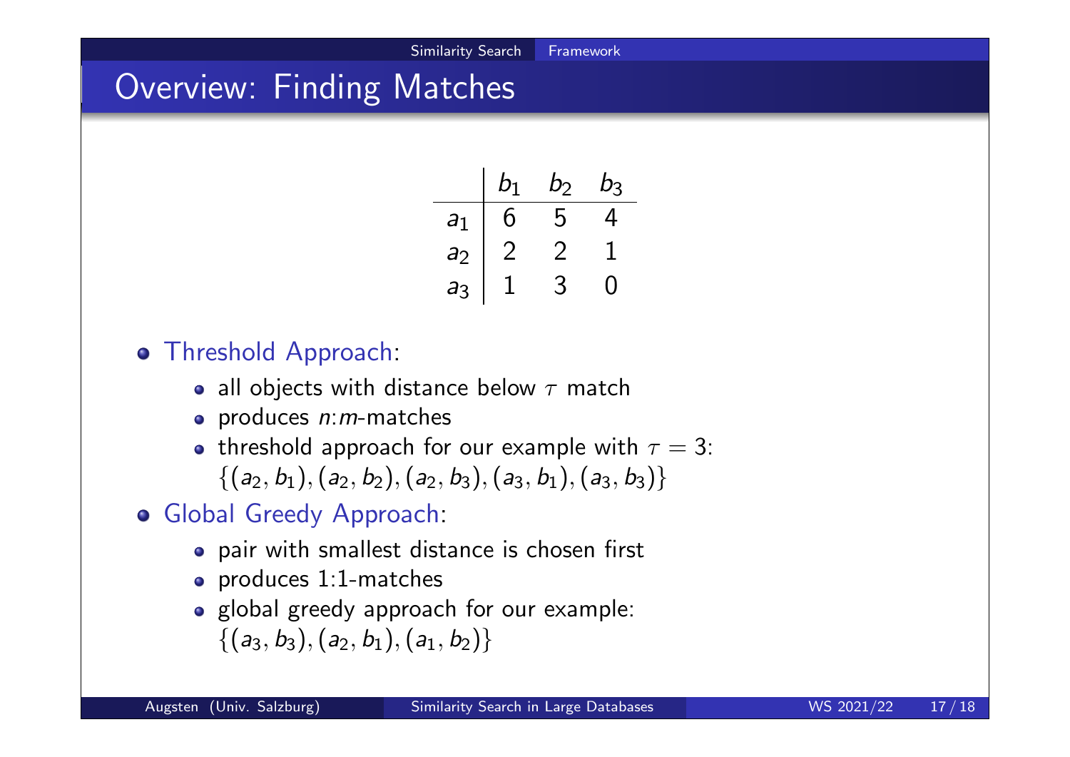# Overview: Finding Matches

| | $b_1$ | $b_2$ | $b_3$ |
|---|---|---|---|
| $a_1$ | 6 | 5 | 4 |
| $a_2$ | 2 | 2 | 1 |
| $a_3$ | 1 | 3 | 0 |

- Threshold Approach:
  - all objects with distance below $\tau$ match
  - produces $n$:$m$-matches
  - threshold approach for our example with $\tau = 3$: $\{(a_2, b_1), (a_2, b_2), (a_2, b_3), (a_3, b_1), (a_3, b_3)\}$
- Global Greedy Approach:
  - pair with smallest distance is chosen first
  - produces 1:1-matches
  - global greedy approach for our example: $\{(a_3, b_3), (a_2, b_1), (a_1, b_2)\}$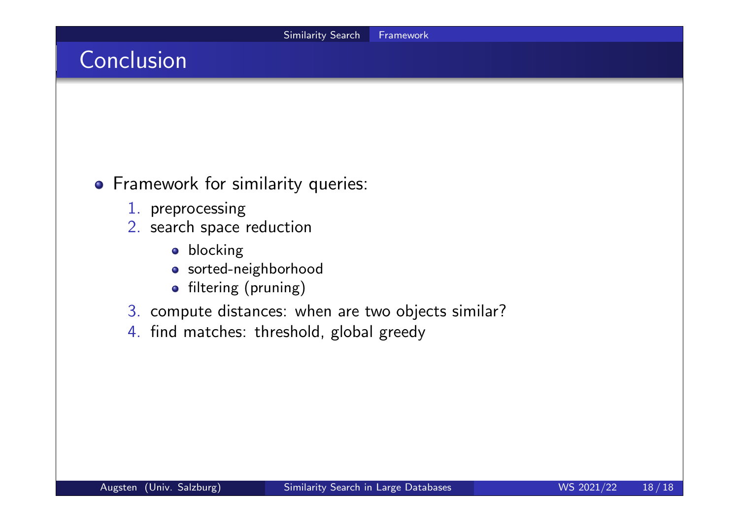# Conclusion

- Framework for similarity queries:
  1. preprocessing
  2. search space reduction
     - blocking
     - sorted-neighborhood
     - filtering (pruning)
  3. compute distances: when are two objects similar?
  4. find matches: threshold, global greedy